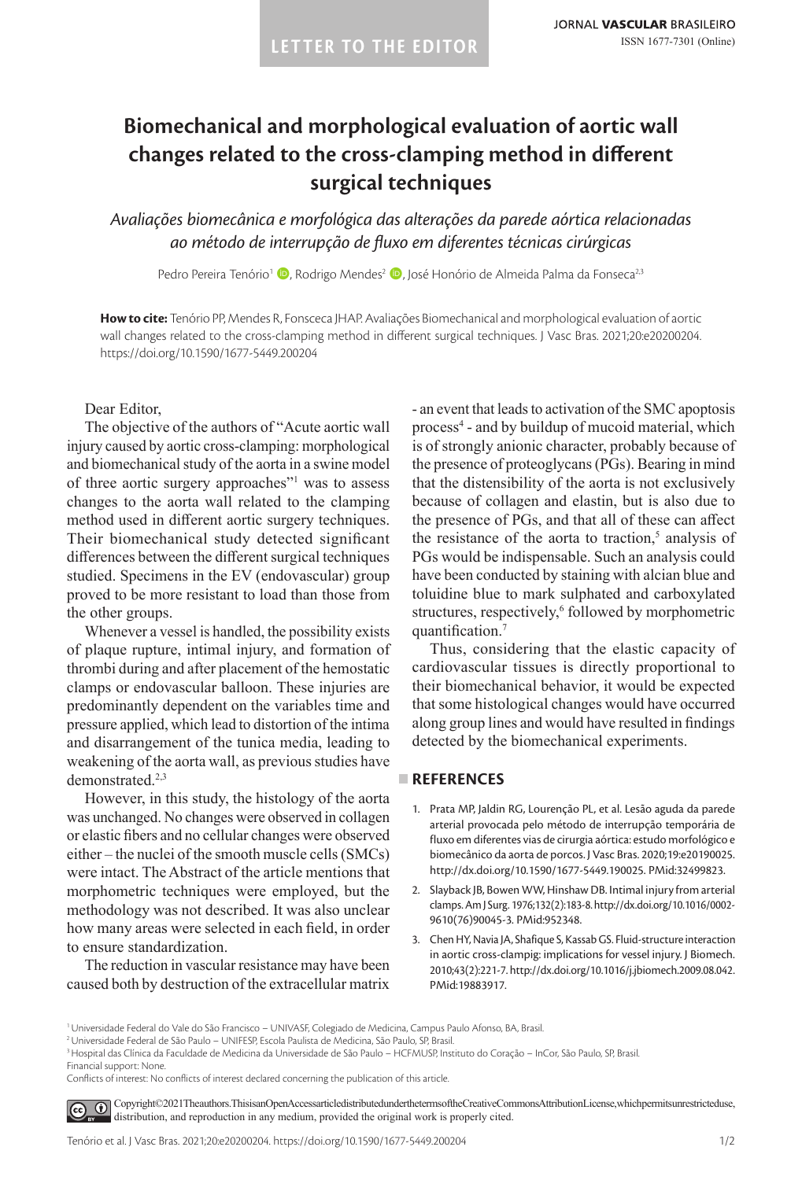LETTER TO THE EDITOR

# Biomechanical and morphological evaluation of aortic wall changes related to the cross-clamping method in different surgical techniques

*Avaliações biomecânica e morfológica das alterações da parede aórtica relacionadas ao método de interrupção de fluxo em diferentes técnicas cirúrgicas*

Pedro Pereira Tenório[1], Rodrigo Mendes[2], José Honório de Almeida Palma da Fonseca[2,3]

**How to cite:** Tenório PP, Mendes R, Fonsceca JHAP. Avaliações Biomechanical and morphological evaluation of aortic wall changes related to the cross-clamping method in different surgical techniques. J Vasc Bras. 2021;20:e20200204. https://doi.org/10.1590/1677-5449.200204

Dear Editor,

The objective of the authors of "Acute aortic wall injury caused by aortic cross-clamping: morphological and biomechanical study of the aorta in a swine model of three aortic surgery approaches"[1] was to assess changes to the aorta wall related to the clamping method used in different aortic surgery techniques. Their biomechanical study detected significant differences between the different surgical techniques studied. Specimens in the EV (endovascular) group proved to be more resistant to load than those from the other groups.

Whenever a vessel is handled, the possibility exists of plaque rupture, intimal injury, and formation of thrombi during and after placement of the hemostatic clamps or endovascular balloon. These injuries are predominantly dependent on the variables time and pressure applied, which lead to distortion of the intima and disarrangement of the tunica media, leading to weakening of the aorta wall, as previous studies have demonstrated.[2,3]

However, in this study, the histology of the aorta was unchanged. No changes were observed in collagen or elastic fibers and no cellular changes were observed either – the nuclei of the smooth muscle cells (SMCs) were intact. The Abstract of the article mentions that morphometric techniques were employed, but the methodology was not described. It was also unclear how many areas were selected in each field, in order to ensure standardization.

The reduction in vascular resistance may have been caused both by destruction of the extracellular matrix - an event that leads to activation of the SMC apoptosis process[4] - and by buildup of mucoid material, which is of strongly anionic character, probably because of the presence of proteoglycans (PGs). Bearing in mind that the distensibility of the aorta is not exclusively because of collagen and elastin, but is also due to the presence of PGs, and that all of these can affect the resistance of the aorta to traction,[5] analysis of PGs would be indispensable. Such an analysis could have been conducted by staining with alcian blue and toluidine blue to mark sulphated and carboxylated structures, respectively,[6] followed by morphometric quantification.[7]

Thus, considering that the elastic capacity of cardiovascular tissues is directly proportional to their biomechanical behavior, it would be expected that some histological changes would have occurred along group lines and would have resulted in findings detected by the biomechanical experiments.

## REFERENCES

1. Prata MP, Jaldin RG, Lourenção PL, et al. Lesão aguda da parede arterial provocada pelo método de interrupção temporária de fluxo em diferentes vias de cirurgia aórtica: estudo morfológico e biomecânico da aorta de porcos. J Vasc Bras. 2020;19:e20190025. http://dx.doi.org/10.1590/1677-5449.190025. PMid:32499823.
2. Slayback JB, Bowen WW, Hinshaw DB. Intimal injury from arterial clamps. Am J Surg. 1976;132(2):183-8. http://dx.doi.org/10.1016/0002-9610(76)90045-3. PMid:952348.
3. Chen HY, Navia JA, Shafique S, Kassab GS. Fluid-structure interaction in aortic cross-clampig: implications for vessel injury. J Biomech. 2010;43(2):221-7. http://dx.doi.org/10.1016/j.jbiomech.2009.08.042. PMid:19883917.

[1] Universidade Federal do Vale do São Francisco – UNIVASF, Colegiado de Medicina, Campus Paulo Afonso, BA, Brasil.
[2] Universidade Federal de São Paulo – UNIFESP, Escola Paulista de Medicina, São Paulo, SP, Brasil.
[3] Hospital das Clínica da Faculdade de Medicina da Universidade de São Paulo – HCFMUSP, Instituto do Coração – InCor, São Paulo, SP, Brasil.
Financial support: None.
Conflicts of interest: No conflicts of interest declared concerning the publication of this article.

Copyright© 2021 The authors. This is an Open Access article distributed under the terms of the Creative Commons Attribution License, which permits unrestricted use, distribution, and reproduction in any medium, provided the original work is properly cited.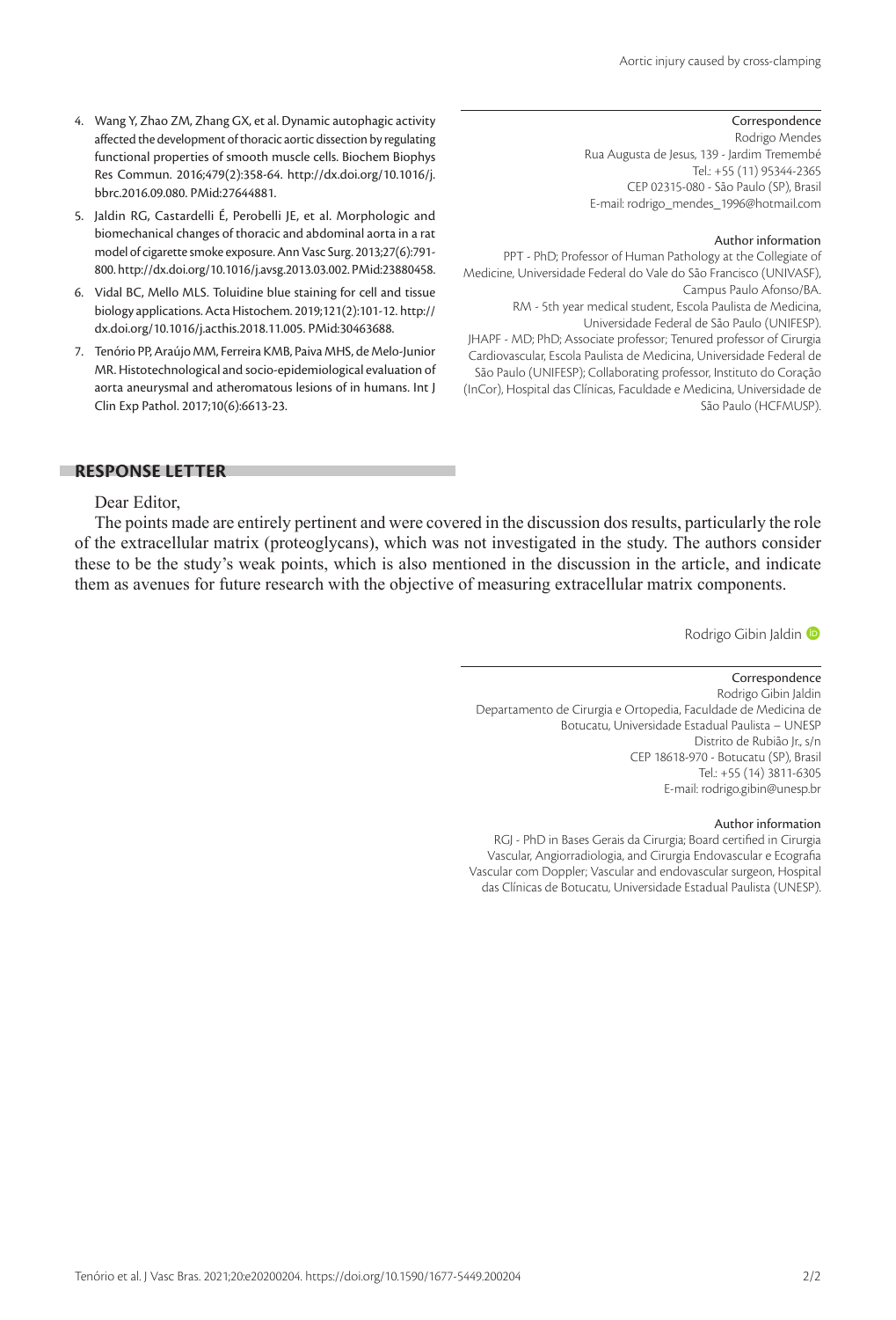4. Wang Y, Zhao ZM, Zhang GX, et al. Dynamic autophagic activity affected the development of thoracic aortic dissection by regulating functional properties of smooth muscle cells. Biochem Biophys Res Commun. 2016;479(2):358-64. http://dx.doi.org/10.1016/j.bbrc.2016.09.080. PMid:27644881.
5. Jaldin RG, Castardelli É, Perobelli JE, et al. Morphologic and biomechanical changes of thoracic and abdominal aorta in a rat model of cigarette smoke exposure. Ann Vasc Surg. 2013;27(6):791-800. http://dx.doi.org/10.1016/j.avsg.2013.03.002. PMid:23880458.
6. Vidal BC, Mello MLS. Toluidine blue staining for cell and tissue biology applications. Acta Histochem. 2019;121(2):101-12. http://dx.doi.org/10.1016/j.acthis.2018.11.005. PMid:30463688.
7. Tenório PP, Araújo MM, Ferreira KMB, Paiva MHS, de Melo-Junior MR. Histotechnological and socio-epidemiological evaluation of aorta aneurysmal and atheromatous lesions of in humans. Int J Clin Exp Pathol. 2017;10(6):6613-23.

Correspondence
Rodrigo Mendes
Rua Augusta de Jesus, 139 - Jardim Tremembé
Tel.: +55 (11) 95344-2365
CEP 02315-080 - São Paulo (SP), Brasil
E-mail: rodrigo_mendes_1996@hotmail.com

Author information
PPT - PhD; Professor of Human Pathology at the Collegiate of Medicine, Universidade Federal do Vale do São Francisco (UNIVASF), Campus Paulo Afonso/BA.
RM - 5th year medical student, Escola Paulista de Medicina, Universidade Federal de São Paulo (UNIFESP).
JHAPF - MD; PhD; Associate professor; Tenured professor of Cirurgia Cardiovascular, Escola Paulista de Medicina, Universidade Federal de São Paulo (UNIFESP); Collaborating professor, Instituto do Coração (InCor), Hospital das Clínicas, Faculdade e Medicina, Universidade de São Paulo (HCFMUSP).

## RESPONSE LETTER

Dear Editor,

The points made are entirely pertinent and were covered in the discussion dos results, particularly the role of the extracellular matrix (proteoglycans), which was not investigated in the study. The authors consider these to be the study's weak points, which is also mentioned in the discussion in the article, and indicate them as avenues for future research with the objective of measuring extracellular matrix components.

Rodrigo Gibin Jaldin

Correspondence
Rodrigo Gibin Jaldin
Departamento de Cirurgia e Ortopedia, Faculdade de Medicina de Botucatu, Universidade Estadual Paulista – UNESP
Distrito de Rubião Jr., s/n
CEP 18618-970 - Botucatu (SP), Brasil
Tel.: +55 (14) 3811-6305
E-mail: rodrigo.gibin@unesp.br

Author information
RGJ - PhD in Bases Gerais da Cirurgia; Board certified in Cirurgia Vascular, Angiorradiologia, and Cirurgia Endovascular e Ecografia Vascular com Doppler; Vascular and endovascular surgeon, Hospital das Clínicas de Botucatu, Universidade Estadual Paulista (UNESP).